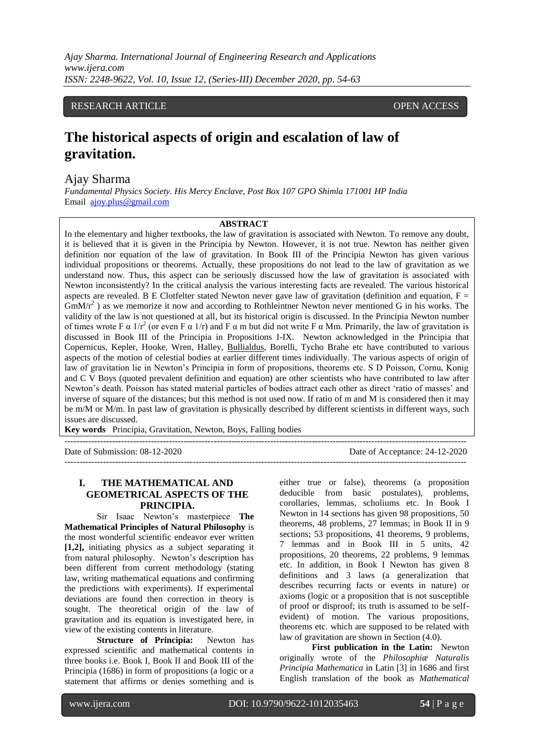RESEARCH ARTICLE OPEN ACCESS

# The historical aspects of origin and escalation of law of gravitation.

Ajay Sharma

*Fundamental Physics Society. His Mercy Enclave, Post Box 107 GPO Shimla 171001 HP India*
Email ajoy.plus@gmail.com

## ABSTRACT

In the elementary and higher textbooks, the law of gravitation is associated with Newton. To remove any doubt, it is believed that it is given in the Principia by Newton. However, it is not true. Newton has neither given definition nor equation of the law of gravitation. In Book III of the Principia Newton has given various individual propositions or theorems. Actually, these propositions do not lead to the law of gravitation as we understand now. Thus, this aspect can be seriously discussed how the law of gravitation is associated with Newton inconsistently? In the critical analysis the various interesting facts are revealed. The various historical aspects are revealed. B E Clotfelter stated Newton never gave law of gravitation (definition and equation, $F = GmM/r^2$ ) as we memorize it now and according to Rothleintner Newton never mentioned G in his works. The validity of the law is not questioned at all, but its historical origin is discussed. In the Principia Newton number of times wrote F α $1/r^2$ (or even F α 1/r) and F α m but did not write F α Mm. Primarily, the law of gravitation is discussed in Book III of the Principia in Propositions I-IX. Newton acknowledged in the Principia that Copernicus, Kepler, Hooke, Wren, Halley, Bullialdus, Borelli, Tycho Brahe etc have contributed to various aspects of the motion of celestial bodies at earlier different times individually. The various aspects of origin of law of gravitation lie in Newton's Principia in form of propositions, theorems etc. S D Poisson, Cornu, Konig and C V Boys (quoted prevalent definition and equation) are other scientists who have contributed to law after Newton's death. Poisson has stated material particles of bodies attract each other as direct 'ratio of masses' and inverse of square of the distances; but this method is not used now. If ratio of m and M is considered then it may be m/M or M/m. In past law of gravitation is physically described by different scientists in different ways, such issues are discussed.

**Key words** Principia, Gravitation, Newton, Boys, Falling bodies

---

Date of Submission: 08-12-2020 Date of Acceptance: 24-12-2020

---

## I. THE MATHEMATICAL AND GEOMETRICAL ASPECTS OF THE PRINCIPIA.

Sir Isaac Newton's masterpiece **The Mathematical Principles of Natural Philosophy** is the most wonderful scientific endeavor ever written **[1,2],** initiating physics as a subject separating it from natural philosophy. Newton's description has been different from current methodology (stating law, writing mathematical equations and confirming the predictions with experiments). If experimental deviations are found then correction in theory is sought. The theoretical origin of the law of gravitation and its equation is investigated here, in view of the existing contents in literature.

**Structure of Principia:** Newton has expressed scientific and mathematical contents in three books i.e. Book I, Book II and Book III of the Principia (1686) in form of propositions (a logic or a statement that affirms or denies something and is either true or false), theorems (a proposition deducible from basic postulates), problems, corollaries, lemmas, scholiums etc. In Book I Newton in 14 sections has given 98 propositions, 50 theorems, 48 problems, 27 lemmas; in Book II in 9 sections; 53 propositions, 41 theorems, 9 problems, 7 lemmas and in Book III in 5 units, 42 propositions, 20 theorems, 22 problems, 9 lemmas etc. In addition, in Book I Newton has given 8 definitions and 3 laws (a generalization that describes recurring facts or events in nature) or axioms (logic or a proposition that is not susceptible of proof or disproof; its truth is assumed to be self-evident) of motion. The various propositions, theorems etc. which are supposed to be related with law of gravitation are shown in Section (4.0).

**First publication in the Latin:** Newton originally wrote of the *Philosophiæ Naturalis Principia Mathematica* in Latin [3] in 1686 and first English translation of the book as *Mathematical*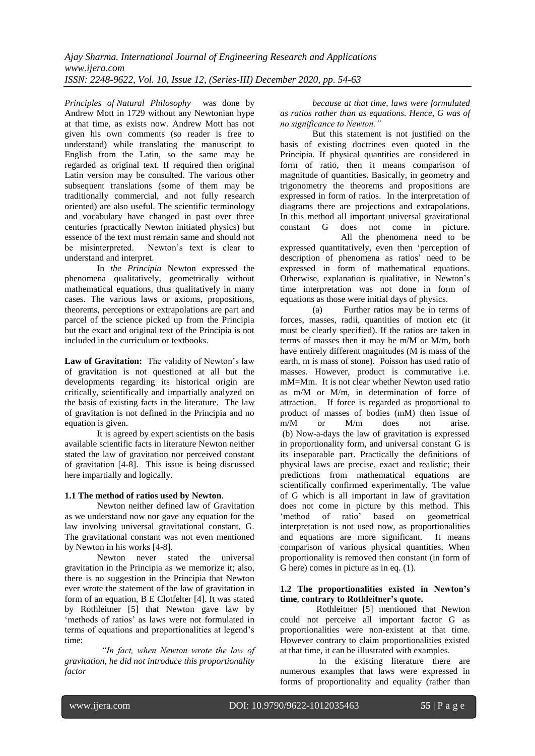*Principles of Natural Philosophy* was done by Andrew Mott in 1729 without any Newtonian hype at that time, as exists now. Andrew Mott has not given his own comments (so reader is free to understand) while translating the manuscript to English from the Latin, so the same may be regarded as original text. If required then original Latin version may be consulted. The various other subsequent translations (some of them may be traditionally commercial, and not fully research oriented) are also useful. The scientific terminology and vocabulary have changed in past over three centuries (practically Newton initiated physics) but essence of the text must remain same and should not be misinterpreted. Newton's text is clear to understand and interpret.

In *the Principia* Newton expressed the phenomena qualitatively, geometrically without mathematical equations, thus qualitatively in many cases. The various laws or axioms, propositions, theorems, perceptions or extrapolations are part and parcel of the science picked up from the Principia but the exact and original text of the Principia is not included in the curriculum or textbooks.

**Law of Gravitation:** The validity of Newton's law of gravitation is not questioned at all but the developments regarding its historical origin are critically, scientifically and impartially analyzed on the basis of existing facts in the literature. The law of gravitation is not defined in the Principia and no equation is given.

It is agreed by expert scientists on the basis available scientific facts in literature Newton neither stated the law of gravitation nor perceived constant of gravitation [4-8]. This issue is being discussed here impartially and logically.

### 1.1 The method of ratios used by Newton.

Newton neither defined law of Gravitation as we understand now nor gave any equation for the law involving universal gravitational constant, G. The gravitational constant was not even mentioned by Newton in his works [4-8].

Newton never stated the universal gravitation in the Principia as we memorize it; also, there is no suggestion in the Principia that Newton ever wrote the statement of the law of gravitation in form of an equation, B E Clotfelter [4]. It was stated by Rothleitner [5] that Newton gave law by 'methods of ratios' as laws were not formulated in terms of equations and proportionalities at legend's time:

*"In fact, when Newton wrote the law of gravitation, he did not introduce this proportionality factor because at that time, laws were formulated as ratios rather than as equations. Hence, G was of no significance to Newton."*

But this statement is not justified on the basis of existing doctrines even quoted in the Principia. If physical quantities are considered in form of ratio, then it means comparison of magnitude of quantities. Basically, in geometry and trigonometry the theorems and propositions are expressed in form of ratios. In the interpretation of diagrams there are projections and extrapolations. In this method all important universal gravitational constant G does not come in picture.

All the phenomena need to be expressed quantitatively, even then 'perception of description of phenomena as ratios' need to be expressed in form of mathematical equations. Otherwise, explanation is qualitative, in Newton's time interpretation was not done in form of equations as those were initial days of physics.

(a) Further ratios may be in terms of forces, masses, radii, quantities of motion etc (it must be clearly specified). If the ratios are taken in terms of masses then it may be m/M or M/m, both have entirely different magnitudes (M is mass of the earth, m is mass of stone). Poisson has used ratio of masses. However, product is commutative i.e. mM=Mm. It is not clear whether Newton used ratio as m/M or M/m, in determination of force of attraction. If force is regarded as proportional to product of masses of bodies (mM) then issue of m/M or M/m does not arise.

(b) Now-a-days the law of gravitation is expressed in proportionality form, and universal constant G is its inseparable part. Practically the definitions of physical laws are precise, exact and realistic; their predictions from mathematical equations are scientifically confirmed experimentally. The value of G which is all important in law of gravitation does not come in picture by this method. This 'method of ratio' based on geometrical interpretation is not used now, as proportionalities and equations are more significant. It means comparison of various physical quantities. When proportionality is removed then constant (in form of G here) comes in picture as in eq. (1).

### 1.2 The proportionalities existed in Newton's time, contrary to Rothleitner's quote.

Rothleitner [5] mentioned that Newton could not perceive all important factor G as proportionalities were non-existent at that time. However contrary to claim proportionalities existed at that time, it can be illustrated with examples.

In the existing literature there are numerous examples that laws were expressed in forms of proportionality and equality (rather than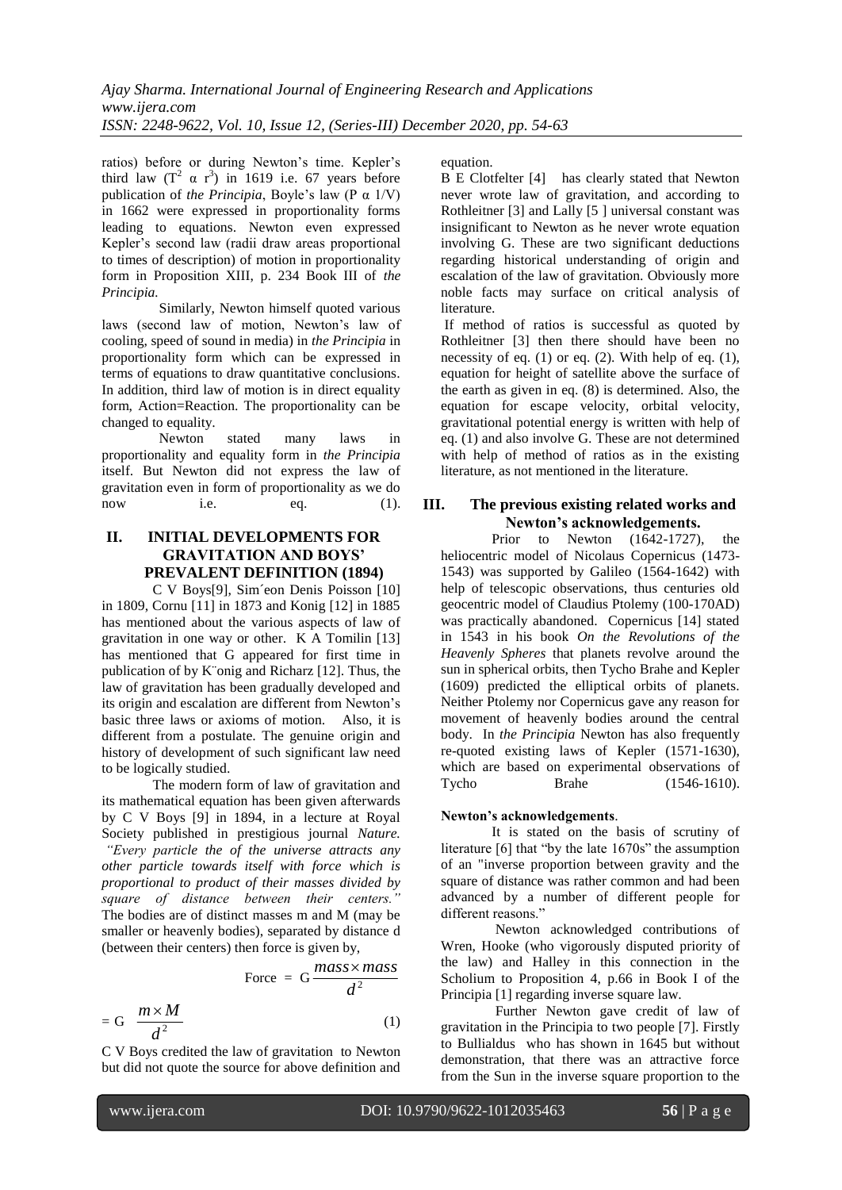ratios) before or during Newton's time. Kepler's third law ($T^2 \propto r^3$) in 1619 i.e. 67 years before publication of *the Principia*, Boyle's law ($P \propto 1/V$) in 1662 were expressed in proportionality forms leading to equations. Newton even expressed Kepler's second law (radii draw areas proportional to times of description) of motion in proportionality form in Proposition XIII, p. 234 Book III of *the Principia.*

Similarly, Newton himself quoted various laws (second law of motion, Newton's law of cooling, speed of sound in media) in *the Principia* in proportionality form which can be expressed in terms of equations to draw quantitative conclusions. In addition, third law of motion is in direct equality form, Action=Reaction. The proportionality can be changed to equality.

Newton stated many laws in proportionality and equality form in *the Principia* itself. But Newton did not express the law of gravitation even in form of proportionality as we do now i.e. eq. (1).

## II. INITIAL DEVELOPMENTS FOR GRAVITATION AND BOYS' PREVALENT DEFINITION (1894)

C V Boys[9], Sim´eon Denis Poisson [10] in 1809, Cornu [11] in 1873 and Konig [12] in 1885 has mentioned about the various aspects of law of gravitation in one way or other. K A Tomilin [13] has mentioned that G appeared for first time in publication of by K¨onig and Richarz [12]. Thus, the law of gravitation has been gradually developed and its origin and escalation are different from Newton's basic three laws or axioms of motion. Also, it is different from a postulate. The genuine origin and history of development of such significant law need to be logically studied.

The modern form of law of gravitation and its mathematical equation has been given afterwards by C V Boys [9] in 1894, in a lecture at Royal Society published in prestigious journal *Nature. "Every particle the of the universe attracts any other particle towards itself with force which is proportional to product of their masses divided by square of distance between their centers."* The bodies are of distinct masses m and M (may be smaller or heavenly bodies), separated by distance d (between their centers) then force is given by,

$$\text{Force} = G\frac{mass \times mass}{d^2}$$

$$= G \frac{m \times M}{d^2} \quad (1)$$

C V Boys credited the law of gravitation to Newton but did not quote the source for above definition and equation.

B E Clotfelter [4] has clearly stated that Newton never wrote law of gravitation, and according to Rothleitner [3] and Lally [5 ] universal constant was insignificant to Newton as he never wrote equation involving G. These are two significant deductions regarding historical understanding of origin and escalation of the law of gravitation. Obviously more noble facts may surface on critical analysis of literature.

If method of ratios is successful as quoted by Rothleitner [3] then there should have been no necessity of eq. (1) or eq. (2). With help of eq. (1), equation for height of satellite above the surface of the earth as given in eq. (8) is determined. Also, the equation for escape velocity, orbital velocity, gravitational potential energy is written with help of eq. (1) and also involve G. These are not determined with help of method of ratios as in the existing literature, as not mentioned in the literature.

## III. The previous existing related works and Newton's acknowledgements.

Prior to Newton (1642-1727), the heliocentric model of Nicolaus Copernicus (1473-1543) was supported by Galileo (1564-1642) with help of telescopic observations, thus centuries old geocentric model of Claudius Ptolemy (100-170AD) was practically abandoned. Copernicus [14] stated in 1543 in his book *On the Revolutions of the Heavenly Spheres* that planets revolve around the sun in spherical orbits, then Tycho Brahe and Kepler (1609) predicted the elliptical orbits of planets. Neither Ptolemy nor Copernicus gave any reason for movement of heavenly bodies around the central body. In *the Principia* Newton has also frequently re-quoted existing laws of Kepler (1571-1630), which are based on experimental observations of Tycho Brahe (1546-1610).

**Newton's acknowledgements**.

It is stated on the basis of scrutiny of literature [6] that "by the late 1670s" the assumption of an "inverse proportion between gravity and the square of distance was rather common and had been advanced by a number of different people for different reasons."

Newton acknowledged contributions of Wren, Hooke (who vigorously disputed priority of the law) and Halley in this connection in the Scholium to Proposition 4, p.66 in Book I of the Principia [1] regarding inverse square law.

Further Newton gave credit of law of gravitation in the Principia to two people [7]. Firstly to Bullialdus who has shown in 1645 but without demonstration, that there was an attractive force from the Sun in the inverse square proportion to the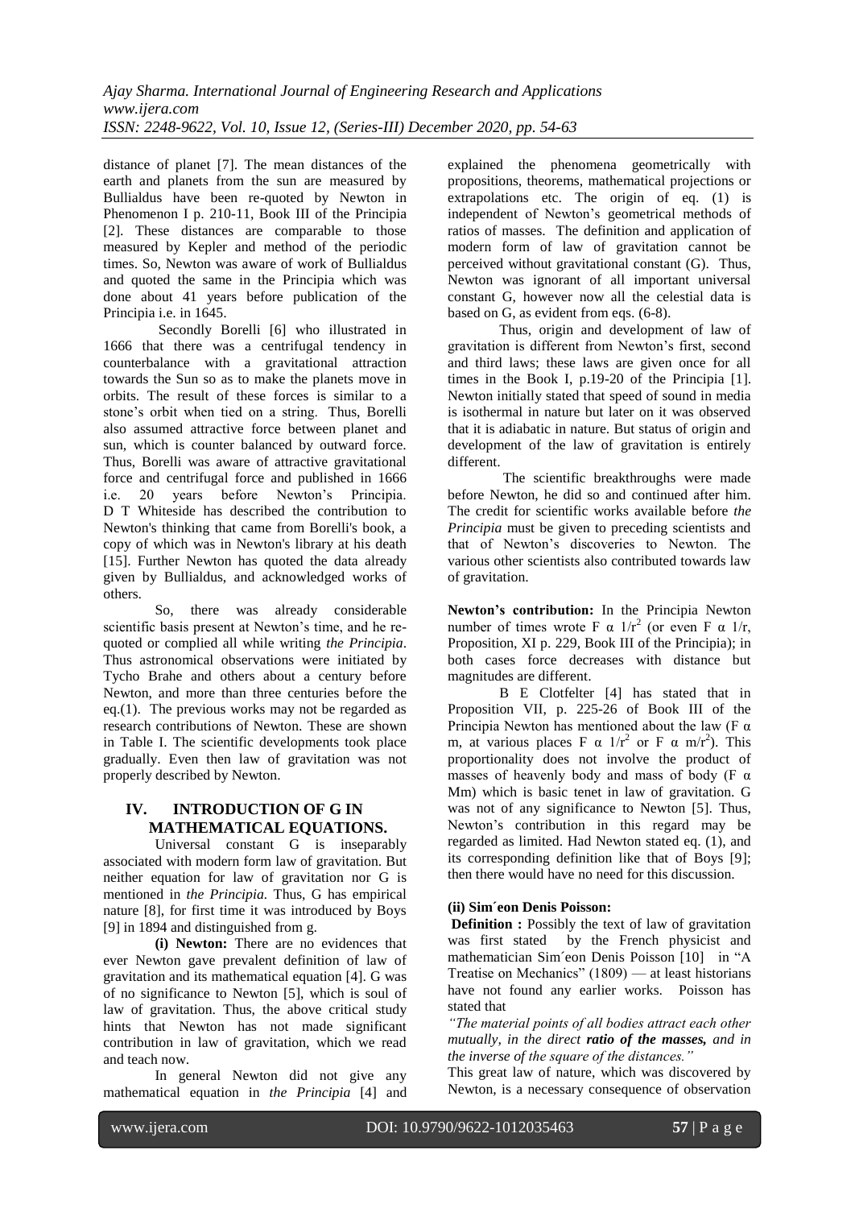distance of planet [7]. The mean distances of the earth and planets from the sun are measured by Bullialdus have been re-quoted by Newton in Phenomenon I p. 210-11, Book III of the Principia [2]. These distances are comparable to those measured by Kepler and method of the periodic times. So, Newton was aware of work of Bullialdus and quoted the same in the Principia which was done about 41 years before publication of the Principia i.e. in 1645.

Secondly Borelli [6] who illustrated in 1666 that there was a centrifugal tendency in counterbalance with a gravitational attraction towards the Sun so as to make the planets move in orbits. The result of these forces is similar to a stone's orbit when tied on a string. Thus, Borelli also assumed attractive force between planet and sun, which is counter balanced by outward force. Thus, Borelli was aware of attractive gravitational force and centrifugal force and published in 1666 i.e. 20 years before Newton's Principia. D T Whiteside has described the contribution to Newton's thinking that came from Borelli's book, a copy of which was in Newton's library at his death [15]. Further Newton has quoted the data already given by Bullialdus, and acknowledged works of others.

So, there was already considerable scientific basis present at Newton's time, and he re-quoted or complied all while writing *the Principia*. Thus astronomical observations were initiated by Tycho Brahe and others about a century before Newton, and more than three centuries before the eq.(1). The previous works may not be regarded as research contributions of Newton. These are shown in Table I. The scientific developments took place gradually. Even then law of gravitation was not properly described by Newton.

## IV. INTRODUCTION OF G IN MATHEMATICAL EQUATIONS.

Universal constant G is inseparably associated with modern form law of gravitation. But neither equation for law of gravitation nor G is mentioned in *the Principia*. Thus, G has empirical nature [8], for first time it was introduced by Boys [9] in 1894 and distinguished from g.

**(i) Newton:** There are no evidences that ever Newton gave prevalent definition of law of gravitation and its mathematical equation [4]. G was of no significance to Newton [5], which is soul of law of gravitation. Thus, the above critical study hints that Newton has not made significant contribution in law of gravitation, which we read and teach now.

In general Newton did not give any mathematical equation in *the Principia* [4] and explained the phenomena geometrically with propositions, theorems, mathematical projections or extrapolations etc. The origin of eq. (1) is independent of Newton's geometrical methods of ratios of masses. The definition and application of modern form of law of gravitation cannot be perceived without gravitational constant (G). Thus, Newton was ignorant of all important universal constant G, however now all the celestial data is based on G, as evident from eqs. (6-8).

Thus, origin and development of law of gravitation is different from Newton's first, second and third laws; these laws are given once for all times in the Book I, p.19-20 of the Principia [1]. Newton initially stated that speed of sound in media is isothermal in nature but later on it was observed that it is adiabatic in nature. But status of origin and development of the law of gravitation is entirely different.

The scientific breakthroughs were made before Newton, he did so and continued after him. The credit for scientific works available before *the Principia* must be given to preceding scientists and that of Newton's discoveries to Newton. The various other scientists also contributed towards law of gravitation.

**Newton's contribution:** In the Principia Newton number of times wrote $F \propto 1/r^2$ (or even $F \propto 1/r$, Proposition, XI p. 229, Book III of the Principia); in both cases force decreases with distance but magnitudes are different.

B E Clotfelter [4] has stated that in Proposition VII, p. 225-26 of Book III of the Principia Newton has mentioned about the law ($F \propto m$, at various places $F \propto 1/r^2$ or $F \propto m/r^2$). This proportionality does not involve the product of masses of heavenly body and mass of body ($F \propto Mm$) which is basic tenet in law of gravitation. G was not of any significance to Newton [5]. Thus, Newton's contribution in this regard may be regarded as limited. Had Newton stated eq. (1), and its corresponding definition like that of Boys [9]; then there would have no need for this discussion.

**(ii) Sim´eon Denis Poisson:**

**Definition :** Possibly the text of law of gravitation was first stated by the French physicist and mathematician Sim´eon Denis Poisson [10] in "A Treatise on Mechanics" (1809) — at least historians have not found any earlier works. Poisson has stated that

*"The material points of all bodies attract each other mutually, in the direct* ***ratio of the masses,*** *and in the inverse of the square of the distances."*

This great law of nature, which was discovered by Newton, is a necessary consequence of observation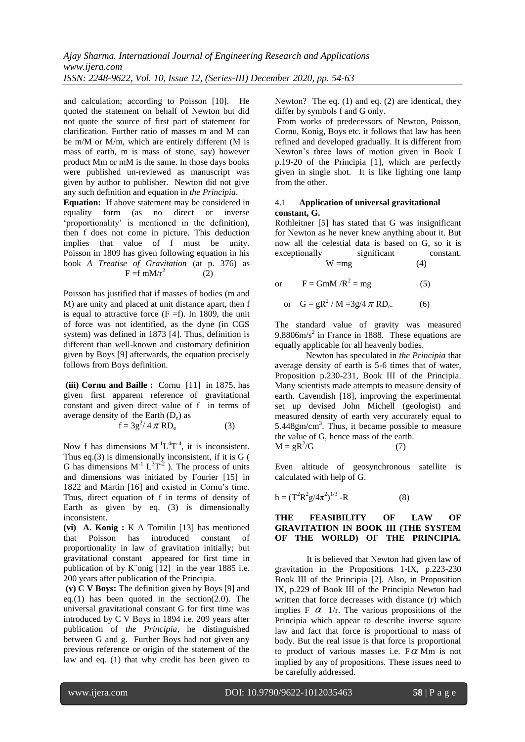and calculation; according to Poisson [10]. He quoted the statement on behalf of Newton but did not quote the source of first part of statement for clarification. Further ratio of masses m and M can be m/M or M/m, which are entirely different (M is mass of earth, m is mass of stone, say) however product Mm or mM is the same. In those days books were published un-reviewed as manuscript was given by author to publisher. Newton did not give any such definition and equation in *the Principia*.

**Equation:** If above statement may be considered in equality form (as no direct or inverse 'proportionality' is mentioned in the definition), then f does not come in picture. This deduction implies that value of f must be unity. Poisson in 1809 has given following equation in his book *A Treatise of Gravitation* (at p. 376) as

$$F = f\, mM/r^2 \qquad (2)$$

Poisson has justified that if masses of bodies (m and M) are unity and placed at unit distance apart, then f is equal to attractive force (F =f). In 1809, the unit of force was not identified, as the dyne (in CGS system) was defined in 1873 [4]. Thus, definition is different than well-known and customary definition given by Boys [9] afterwards, the equation precisely follows from Boys definition.

**(iii) Cornu and Baille :** Cornu [11] in 1875, has given first apparent reference of gravitational constant and given direct value of f in terms of average density of the Earth ($D_e$) as

$$f = 3g^2/ 4\pi RD_e \qquad (3)$$

Now f has dimensions $M^{-1}L^4T^{-4}$, it is inconsistent. Thus eq.(3) is dimensionally inconsistent, if it is G ( G has dimensions $M^{-1} L^3T^{-2}$ ). The process of units and dimensions was initiated by Fourier [15] in 1822 and Martin [16] and existed in Cornu's time. Thus, direct equation of f in terms of density of Earth as given by eq. (3) is dimensionally inconsistent.

**(vi) A. Konig :** K A Tomilin [13] has mentioned that Poisson has introduced constant of proportionality in law of gravitation initially; but gravitational constant appeared for first time in publication of by K¨onig [12] in the year 1885 i.e. 200 years after publication of the Principia.

**(v) C V Boys:** The definition given by Boys [9] and eq.(1) has been quoted in the section(2.0). The universal gravitational constant G for first time was introduced by C V Boys in 1894 i.e. 209 years after publication of *the Principia*, he distinguished between G and g. Further Boys had not given any previous reference or origin of the statement of the law and eq. (1) that why credit has been given to Newton? The eq. (1) and eq. (2) are identical, they differ by symbols f and G only.

From works of predecessors of Newton, Poisson, Cornu, Konig, Boys etc. it follows that law has been refined and developed gradually. It is different from Newton's three laws of motion given in Book I p.19-20 of the Principia [1], which are perfectly given in single shot. It is like lighting one lamp from the other.

### 4.1 Application of universal gravitational constant, G.

Rothleitner [5] has stated that G was insignificant for Newton as he never knew anything about it. But now all the celestial data is based on G, so it is exceptionally significant constant.

$$W = mg \qquad (4)$$

or $$F = GmM/R^2 = mg \qquad (5)$$

or $$G = gR^2 / M = 3g/4\pi RD_e. \qquad (6)$$

The standard value of gravity was measured $9.8806 m/s^2$ in France in 1888. These equations are equally applicable for all heavenly bodies.

Newton has speculated in *the Principia* that average density of earth is 5-6 times that of water, Proposition p.230-231, Book III of the Principia. Many scientists made attempts to measure density of earth. Cavendish [18], improving the experimental set up devised John Michell (geologist) and measured density of earth very accurately equal to $5.448 gm/cm^3$. Thus, it became possible to measure the value of G, hence mass of the earth.

$$M = gR^2/G \qquad (7)$$

Even altitude of geosynchronous satellite is calculated with help of G.

$$h = (T^2R^2g/4\pi^2)^{1/3} - R \qquad (8)$$

## THE FEASIBILITY OF LAW OF GRAVITATION IN BOOK III (THE SYSTEM OF THE WORLD) OF THE PRINCIPIA.

It is believed that Newton had given law of gravitation in the Propositions 1-IX, p.223-230 Book III of the Principia [2]. Also, in Proposition IX, p.229 of Book III of the Principia Newton had written that force decreases with distance (r) which implies $F \propto 1/r$. The various propositions of the Principia which appear to describe inverse square law and fact that force is proportional to mass of body. But the real issue is that force is proportional to product of various masses i.e. $F \propto Mm$ is not implied by any of propositions. These issues need to be carefully addressed.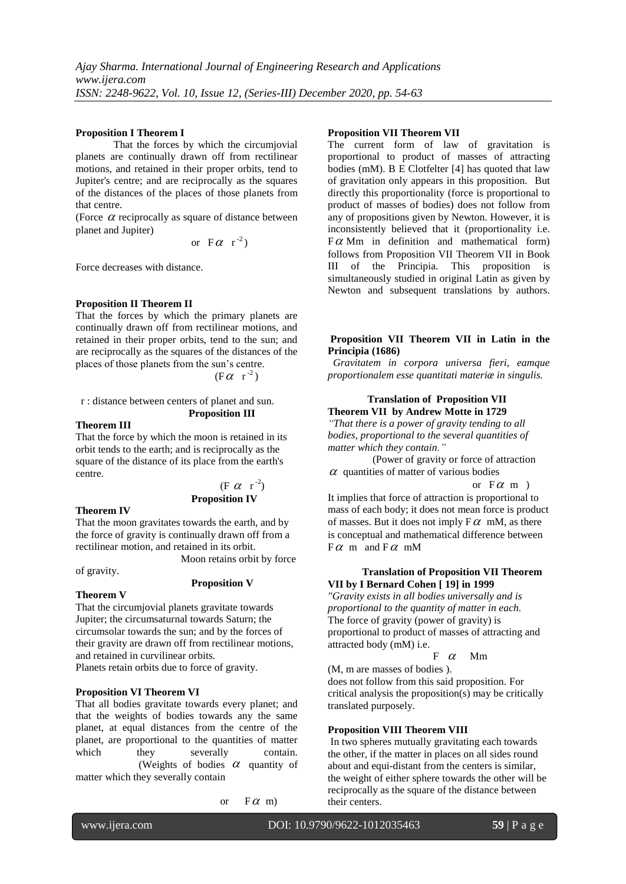**Proposition I Theorem I**

That the forces by which the circumjovial planets are continually drawn off from rectilinear motions, and retained in their proper orbits, tend to Jupiter's centre; and are reciprocally as the squares of the distances of the places of those planets from that centre.

(Force $\alpha$ reciprocally as square of distance between planet and Jupiter)

or $F \alpha\ r^{-2}$)

Force decreases with distance.

**Proposition II Theorem II**

That the forces by which the primary planets are continually drawn off from rectilinear motions, and retained in their proper orbits, tend to the sun; and are reciprocally as the squares of the distances of the places of those planets from the sun's centre.

($F \alpha\ r^{-2}$)

r : distance between centers of planet and sun.

**Proposition III**

**Theorem III**

That the force by which the moon is retained in its orbit tends to the earth; and is reciprocally as the square of the distance of its place from the earth's centre.

($F\ \alpha\ r^{-2}$)

**Proposition IV**

**Theorem IV**

That the moon gravitates towards the earth, and by the force of gravity is continually drawn off from a rectilinear motion, and retained in its orbit.

Moon retains orbit by force of gravity.

**Proposition V**

**Theorem V**

That the circumjovial planets gravitate towards Jupiter; the circumsaturnal towards Saturn; the circumsolar towards the sun; and by the forces of their gravity are drawn off from rectilinear motions, and retained in curvilinear orbits.

Planets retain orbits due to force of gravity.

**Proposition VI Theorem VI**

That all bodies gravitate towards every planet; and that the weights of bodies towards any the same planet, at equal distances from the centre of the planet, are proportional to the quantities of matter which they severally contain.

(Weights of bodies $\alpha$ quantity of matter which they severally contain

or $F \alpha$ m)

**Proposition VII Theorem VII**

The current form of law of gravitation is proportional to product of masses of attracting bodies (mM). B E Clotfelter [4] has quoted that law of gravitation only appears in this proposition. But directly this proportionality (force is proportional to product of masses of bodies) does not follow from any of propositions given by Newton. However, it is inconsistently believed that it (proportionality i.e. $F \alpha$ Mm in definition and mathematical form) follows from Proposition VII Theorem VII in Book III of the Principia. This proposition is simultaneously studied in original Latin as given by Newton and subsequent translations by authors.

**Proposition VII Theorem VII in Latin in the Principia (1686)**

*Gravitatem in corpora universa fieri, eamque proportionalem esse quantitati materiæ in singulis.*

**Translation of Proposition VII Theorem VII by Andrew Motte in 1729**

*"That there is a power of gravity tending to all bodies, proportional to the several quantities of matter which they contain."*

(Power of gravity or force of attraction $\alpha$ quantities of matter of various bodies

or $F \alpha$ m )

It implies that force of attraction is proportional to mass of each body; it does not mean force is product of masses. But it does not imply $F \alpha$ mM, as there is conceptual and mathematical difference between $F \alpha$ m and $F \alpha$ mM

**Translation of Proposition VII Theorem VII by I Bernard Cohen [19] in 1999**

*"Gravity exists in all bodies universally and is proportional to the quantity of matter in each.*

The force of gravity (power of gravity) is proportional to product of masses of attracting and attracted body (mM) i.e.

$F\ \alpha$ Mm

(M, m are masses of bodies ).

does not follow from this said proposition. For critical analysis the proposition(s) may be critically translated purposely.

**Proposition VIII Theorem VIII**

In two spheres mutually gravitating each towards the other, if the matter in places on all sides round about and equi-distant from the centers is similar, the weight of either sphere towards the other will be reciprocally as the square of the distance between their centers.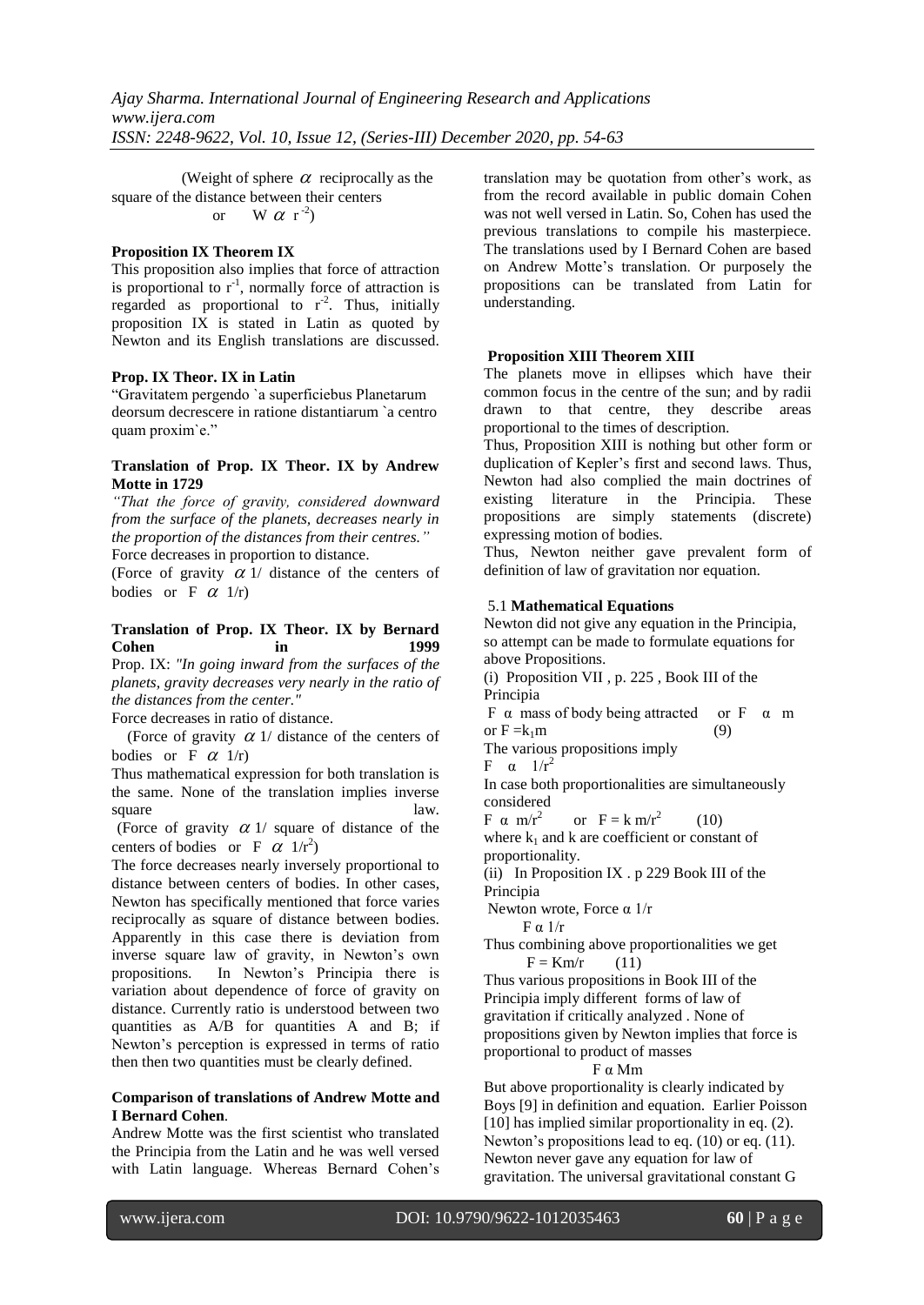(Weight of sphere $\alpha$ reciprocally as the square of the distance between their centers or $W \alpha r^{-2}$)

**Proposition IX Theorem IX**

This proposition also implies that force of attraction is proportional to $r^{-1}$, normally force of attraction is regarded as proportional to $r^{-2}$. Thus, initially proposition IX is stated in Latin as quoted by Newton and its English translations are discussed.

**Prop. IX Theor. IX in Latin**

"Gravitatem pergendo `a superficiebus Planetarum deorsum decrescere in ratione distantiarum `a centro quam proxim`e."

**Translation of Prop. IX Theor. IX by Andrew Motte in 1729**

*"That the force of gravity, considered downward from the surface of the planets, decreases nearly in the proportion of the distances from their centres."*

Force decreases in proportion to distance.

(Force of gravity $\alpha$ 1/ distance of the centers of bodies or $F \alpha 1/r$)

**Translation of Prop. IX Theor. IX by Bernard Cohen in 1999**

Prop. IX: *"In going inward from the surfaces of the planets, gravity decreases very nearly in the ratio of the distances from the center."*

Force decreases in ratio of distance.

(Force of gravity $\alpha$ 1/ distance of the centers of bodies or $F \alpha 1/r$)

Thus mathematical expression for both translation is the same. None of the translation implies inverse square law.

(Force of gravity $\alpha$ 1/ square of distance of the centers of bodies or $F \alpha 1/r^2$)

The force decreases nearly inversely proportional to distance between centers of bodies. In other cases, Newton has specifically mentioned that force varies reciprocally as square of distance between bodies. Apparently in this case there is deviation from inverse square law of gravity, in Newton's own propositions. In Newton's Principia there is variation about dependence of force of gravity on distance. Currently ratio is understood between two quantities as A/B for quantities A and B; if Newton's perception is expressed in terms of ratio then then two quantities must be clearly defined.

**Comparison of translations of Andrew Motte and I Bernard Cohen**.

Andrew Motte was the first scientist who translated the Principia from the Latin and he was well versed with Latin language. Whereas Bernard Cohen's translation may be quotation from other's work, as from the record available in public domain Cohen was not well versed in Latin. So, Cohen has used the previous translations to compile his masterpiece. The translations used by I Bernard Cohen are based on Andrew Motte's translation. Or purposely the propositions can be translated from Latin for understanding.

**Proposition XIII Theorem XIII**

The planets move in ellipses which have their common focus in the centre of the sun; and by radii drawn to that centre, they describe areas proportional to the times of description.

Thus, Proposition XIII is nothing but other form or duplication of Kepler's first and second laws. Thus, Newton had also complied the main doctrines of existing literature in the Principia. These propositions are simply statements (discrete) expressing motion of bodies.

Thus, Newton neither gave prevalent form of definition of law of gravitation nor equation.

**5.1 Mathematical Equations**

Newton did not give any equation in the Principia, so attempt can be made to formulate equations for above Propositions.

(i) Proposition VII , p. 225 , Book III of the Principia

$F \alpha$ mass of body being attracted or $F \alpha m$ or $F = k_1 m$ (9)

The various propositions imply

$F \alpha 1/r^2$

In case both proportionalities are simultaneously considered

$F \alpha m/r^2$ or $F = k\, m/r^2$ (10)

where $k_1$ and k are coefficient or constant of proportionality.

(ii) In Proposition IX . p 229 Book III of the Principia

Newton wrote, Force $\alpha$ 1/r

$F \alpha 1/r$

Thus combining above proportionalities we get

$F = Km/r$ (11)

Thus various propositions in Book III of the Principia imply different forms of law of gravitation if critically analyzed . None of propositions given by Newton implies that force is proportional to product of masses

$F \alpha Mm$

But above proportionality is clearly indicated by Boys [9] in definition and equation. Earlier Poisson [10] has implied similar proportionality in eq. (2). Newton's propositions lead to eq. (10) or eq. (11). Newton never gave any equation for law of gravitation. The universal gravitational constant G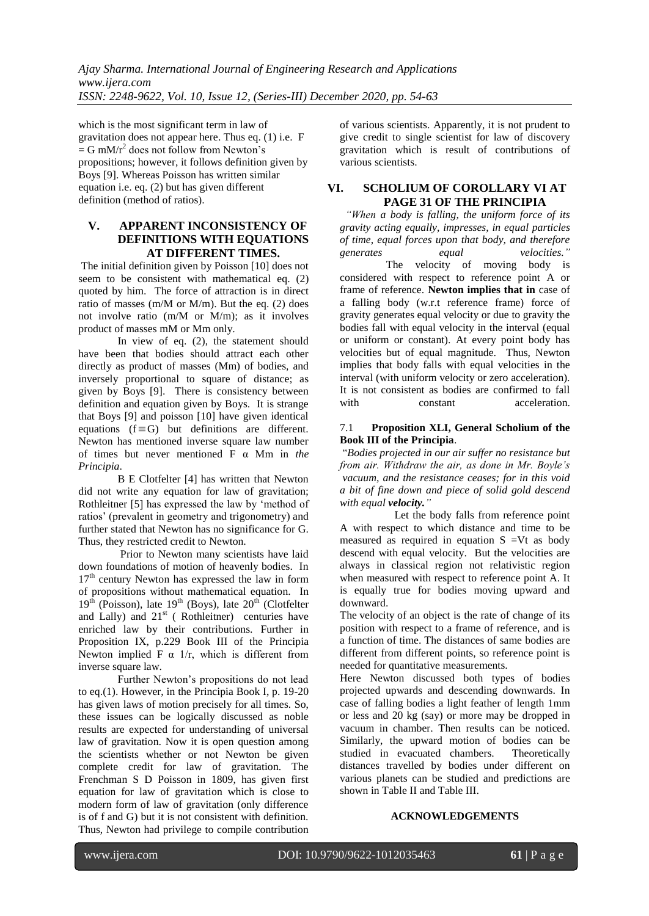which is the most significant term in law of gravitation does not appear here. Thus eq. (1) i.e. $F = G\, mM/r^2$ does not follow from Newton's propositions; however, it follows definition given by Boys [9]. Whereas Poisson has written similar equation i.e. eq. (2) but has given different definition (method of ratios).

## V. APPARENT INCONSISTENCY OF DEFINITIONS WITH EQUATIONS AT DIFFERENT TIMES.

The initial definition given by Poisson [10] does not seem to be consistent with mathematical eq. (2) quoted by him. The force of attraction is in direct ratio of masses (m/M or M/m). But the eq. (2) does not involve ratio (m/M or M/m); as it involves product of masses mM or Mm only.

In view of eq. (2), the statement should have been that bodies should attract each other directly as product of masses (Mm) of bodies, and inversely proportional to square of distance; as given by Boys [9]. There is consistency between definition and equation given by Boys. It is strange that Boys [9] and poisson [10] have given identical equations ($f \equiv G$) but definitions are different. Newton has mentioned inverse square law number of times but never mentioned $F \alpha\ Mm$ in *the Principia*.

B E Clotfelter [4] has written that Newton did not write any equation for law of gravitation; Rothleitner [5] has expressed the law by 'method of ratios' (prevalent in geometry and trigonometry) and further stated that Newton has no significance for G. Thus, they restricted credit to Newton.

Prior to Newton many scientists have laid down foundations of motion of heavenly bodies. In 17th century Newton has expressed the law in form of propositions without mathematical equation. In 19th (Poisson), late 19th (Boys), late 20th (Clotfelter and Lally) and 21st ( Rothleitner) centuries have enriched law by their contributions. Further in Proposition IX, p.229 Book III of the Principia Newton implied $F \alpha\ 1/r$, which is different from inverse square law.

Further Newton's propositions do not lead to eq.(1). However, in the Principia Book I, p. 19-20 has given laws of motion precisely for all times. So, these issues can be logically discussed as noble results are expected for understanding of universal law of gravitation. Now it is open question among the scientists whether or not Newton be given complete credit for law of gravitation. The Frenchman S D Poisson in 1809, has given first equation for law of gravitation which is close to modern form of law of gravitation (only difference is of f and G) but it is not consistent with definition. Thus, Newton had privilege to compile contribution of various scientists. Apparently, it is not prudent to give credit to single scientist for law of discovery gravitation which is result of contributions of various scientists.

## VI. SCHOLIUM OF COROLLARY VI AT PAGE 31 OF THE PRINCIPIA

*"When a body is falling, the uniform force of its gravity acting equally, impresses, in equal particles of time, equal forces upon that body, and therefore generates equal velocities."*

The velocity of moving body is considered with respect to reference point A or frame of reference. **Newton implies that in** case of a falling body (w.r.t reference frame) force of gravity generates equal velocity or due to gravity the bodies fall with equal velocity in the interval (equal or uniform or constant). At every point body has velocities but of equal magnitude. Thus, Newton implies that body falls with equal velocities in the interval (with uniform velocity or zero acceleration). It is not consistent as bodies are confirmed to fall with constant acceleration.

### 7.1 Proposition XLI, General Scholium of the Book III of the Principia.

"*Bodies projected in our air suffer no resistance but from air. Withdraw the air, as done in Mr. Boyle's vacuum, and the resistance ceases; for in this void a bit of fine down and piece of solid gold descend with equal **velocity.**"*

Let the body falls from reference point A with respect to which distance and time to be measured as required in equation $S = Vt$ as body descend with equal velocity. But the velocities are always in classical region not relativistic region when measured with respect to reference point A. It is equally true for bodies moving upward and downward.

The velocity of an object is the rate of change of its position with respect to a frame of reference, and is a function of time. The distances of same bodies are different from different points, so reference point is needed for quantitative measurements.

Here Newton discussed both types of bodies projected upwards and descending downwards. In case of falling bodies a light feather of length 1mm or less and 20 kg (say) or more may be dropped in vacuum in chamber. Then results can be noticed. Similarly, the upward motion of bodies can be studied in evacuated chambers. Theoretically distances travelled by bodies under different on various planets can be studied and predictions are shown in Table II and Table III.

## ACKNOWLEDGEMENTS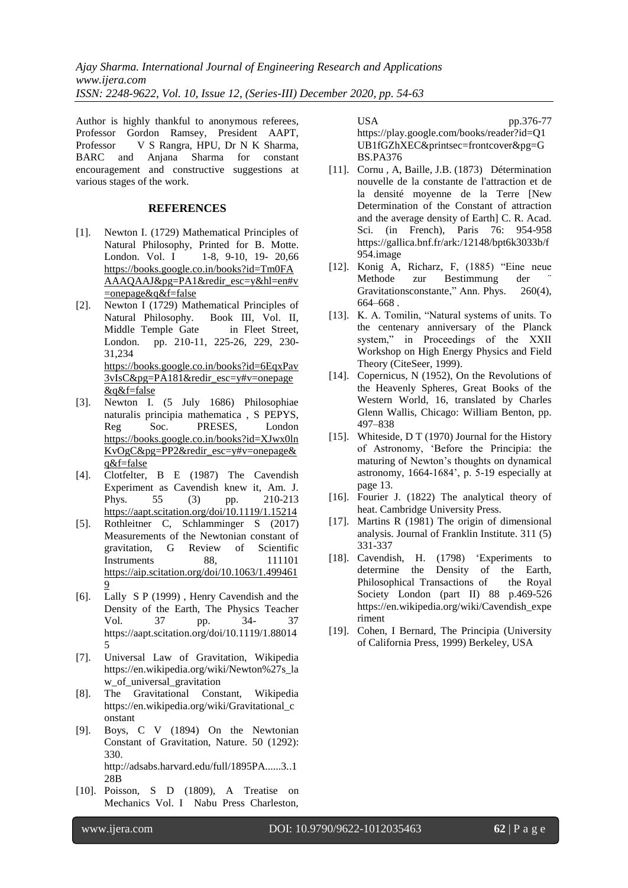Author is highly thankful to anonymous referees, Professor Gordon Ramsey, President AAPT, Professor V S Rangra, HPU, Dr N K Sharma, BARC and Anjana Sharma for constant encouragement and constructive suggestions at various stages of the work.

## REFERENCES

- [1]. Newton I. (1729) Mathematical Principles of Natural Philosophy, Printed for B. Motte. London. Vol. I 1-8, 9-10, 19- 20,66 https://books.google.co.in/books?id=Tm0FAAAAQAAJ&pg=PA1&redir_esc=y&hl=en#v=onepage&q&f=false
- [2]. Newton I (1729) Mathematical Principles of Natural Philosophy. Book III, Vol. II, Middle Temple Gate in Fleet Street, London. pp. 210-11, 225-26, 229, 230-31,234 https://books.google.co.in/books?id=6EqxPav3vIsC&pg=PA181&redir_esc=y#v=onepage&q&f=false
- [3]. Newton I. (5 July 1686) Philosophiae naturalis principia mathematica , S PEPYS, Reg Soc. PRESES, London https://books.google.co.in/books?id=XJwx0lnKvOgC&pg=PP2&redir_esc=y#v=onepage&q&f=false
- [4]. Clotfelter, B E (1987) The Cavendish Experiment as Cavendish knew it, Am. J. Phys. 55 (3) pp. 210-213 https://aapt.scitation.org/doi/10.1119/1.15214
- [5]. Rothleitner C, Schlamminger S (2017) Measurements of the Newtonian constant of gravitation, G Review of Scientific Instruments 88, 111101 https://aip.scitation.org/doi/10.1063/1.4994619
- [6]. Lally S P (1999) , Henry Cavendish and the Density of the Earth, The Physics Teacher Vol. 37 pp. 34- 37 https://aapt.scitation.org/doi/10.1119/1.880145
- [7]. Universal Law of Gravitation, Wikipedia https://en.wikipedia.org/wiki/Newton%27s_law_of_universal_gravitation
- [8]. The Gravitational Constant, Wikipedia https://en.wikipedia.org/wiki/Gravitational_constant
- [9]. Boys, C V (1894) On the Newtonian Constant of Gravitation, Nature. 50 (1292): 330. http://adsabs.harvard.edu/full/1895PA......3..128B
- [10]. Poisson, S D (1809), A Treatise on Mechanics Vol. I Nabu Press Charleston, USA pp.376-77 https://play.google.com/books/reader?id=Q1UB1fGZhXEC&printsec=frontcover&pg=GBS.PA376
- [11]. Cornu , A, Baille, J.B. (1873) Détermination nouvelle de la constante de l'attraction et de la densité moyenne de la Terre [New Determination of the Constant of attraction and the average density of Earth] C. R. Acad. Sci. (in French), Paris 76: 954-958 https://gallica.bnf.fr/ark:/12148/bpt6k3033b/f954.image
- [12]. Konig A, Richarz, F, (1885) "Eine neue Methode zur Bestimmung der Gravitationsconstante," Ann. Phys. 260(4), 664–668 .
- [13]. K. A. Tomilin, "Natural systems of units. To the centenary anniversary of the Planck system," in Proceedings of the XXII Workshop on High Energy Physics and Field Theory (CiteSeer, 1999).
- [14]. Copernicus, N (1952), On the Revolutions of the Heavenly Spheres, Great Books of the Western World, 16, translated by Charles Glenn Wallis, Chicago: William Benton, pp. 497–838
- [15]. Whiteside, D T (1970) Journal for the History of Astronomy, 'Before the Principia: the maturing of Newton's thoughts on dynamical astronomy, 1664-1684', p. 5-19 especially at page 13.
- [16]. Fourier J. (1822) The analytical theory of heat. Cambridge University Press.
- [17]. Martins R (1981) The origin of dimensional analysis. Journal of Franklin Institute. 311 (5) 331-337
- [18]. Cavendish, H. (1798) 'Experiments to determine the Density of the Earth, Philosophical Transactions of the Royal Society London (part II) 88 p.469-526 https://en.wikipedia.org/wiki/Cavendish_experiment
- [19]. Cohen, I Bernard, The Principia (University of California Press, 1999) Berkeley, USA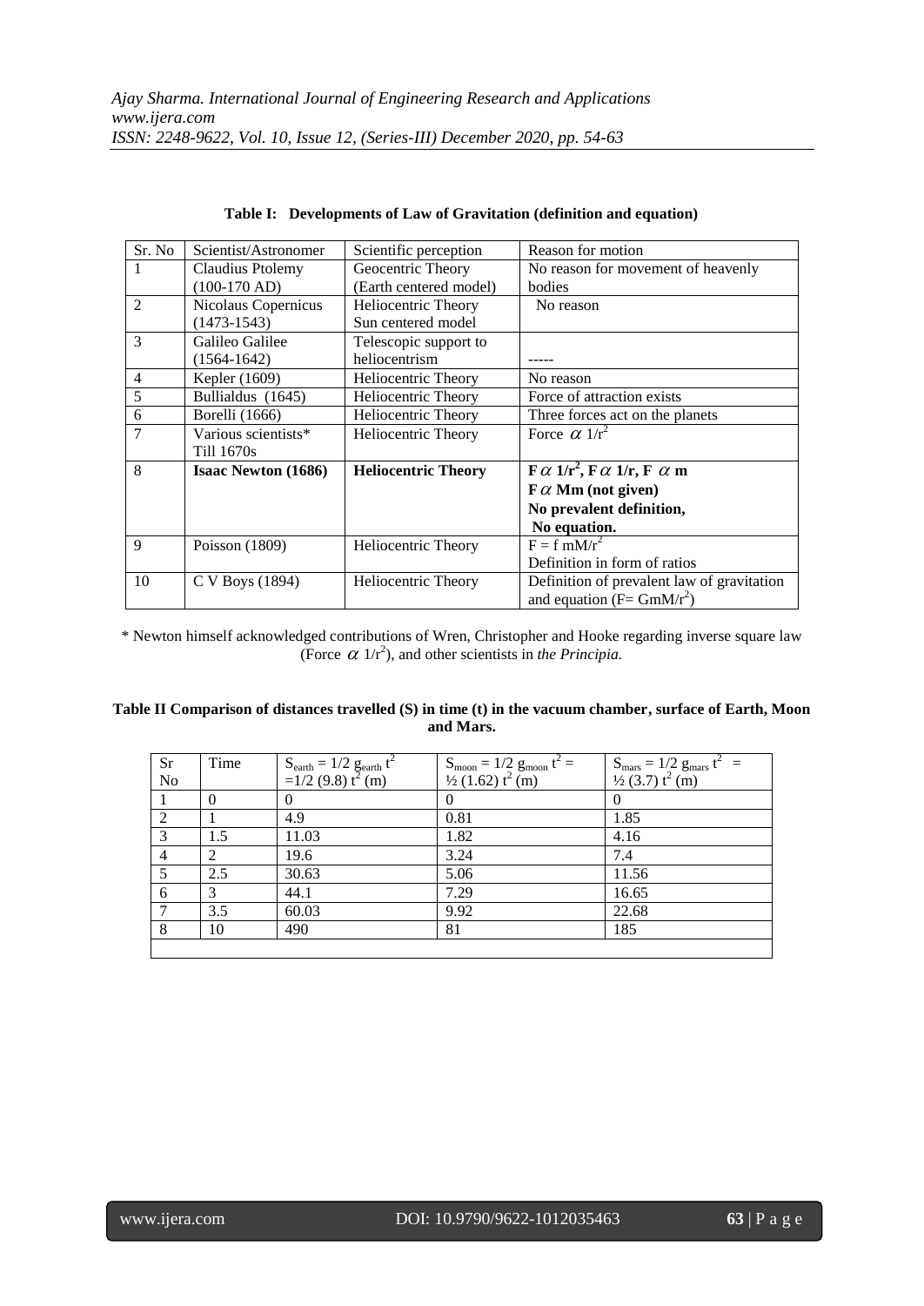**Table I: Developments of Law of Gravitation (definition and equation)**

| Sr. No | Scientist/Astronomer | Scientific perception | Reason for motion |
|---|---|---|---|
| 1 | Claudius Ptolemy (100-170 AD) | Geocentric Theory (Earth centered model) | No reason for movement of heavenly bodies |
| 2 | Nicolaus Copernicus (1473-1543) | Heliocentric Theory Sun centered model | No reason |
| 3 | Galileo Galilee (1564-1642) | Telescopic support to heliocentrism | ----- |
| 4 | Kepler (1609) | Heliocentric Theory | No reason |
| 5 | Bullialdus (1645) | Heliocentric Theory | Force of attraction exists |
| 6 | Borelli (1666) | Heliocentric Theory | Three forces act on the planets |
| 7 | Various scientists* Till 1670s | Heliocentric Theory | Force $\alpha$ $1/r^2$ |
| 8 | **Isaac Newton (1686)** | **Heliocentric Theory** | **$F \alpha 1/r^2$, $F \alpha 1/r$, $F \alpha m$** **$F \alpha Mm$ (not given)** **No prevalent definition,** **No equation.** |
| 9 | Poisson (1809) | Heliocentric Theory | $F = f\, mM/r^2$ Definition in form of ratios |
| 10 | C V Boys (1894) | Heliocentric Theory | Definition of prevalent law of gravitation and equation ($F= GmM/r^2$) |

\* Newton himself acknowledged contributions of Wren, Christopher and Hooke regarding inverse square law (Force $\alpha$ $1/r^2$), and other scientists in *the Principia.*

**Table II Comparison of distances travelled (S) in time (t) in the vacuum chamber, surface of Earth, Moon and Mars.**

| Sr No | Time | $S_{earth} = 1/2\, g_{earth}\, t^2 = 1/2\, (9.8)\, t^2$ (m) | $S_{moon} = 1/2\, g_{moon}\, t^2 = ½\, (1.62)\, t^2$ (m) | $S_{mars} = 1/2\, g_{mars}\, t^2 = ½\, (3.7)\, t^2$ (m) |
|---|---|---|---|---|
| 1 | 0 | 0 | 0 | 0 |
| 2 | 1 | 4.9 | 0.81 | 1.85 |
| 3 | 1.5 | 11.03 | 1.82 | 4.16 |
| 4 | 2 | 19.6 | 3.24 | 7.4 |
| 5 | 2.5 | 30.63 | 5.06 | 11.56 |
| 6 | 3 | 44.1 | 7.29 | 16.65 |
| 7 | 3.5 | 60.03 | 9.92 | 22.68 |
| 8 | 10 | 490 | 81 | 185 |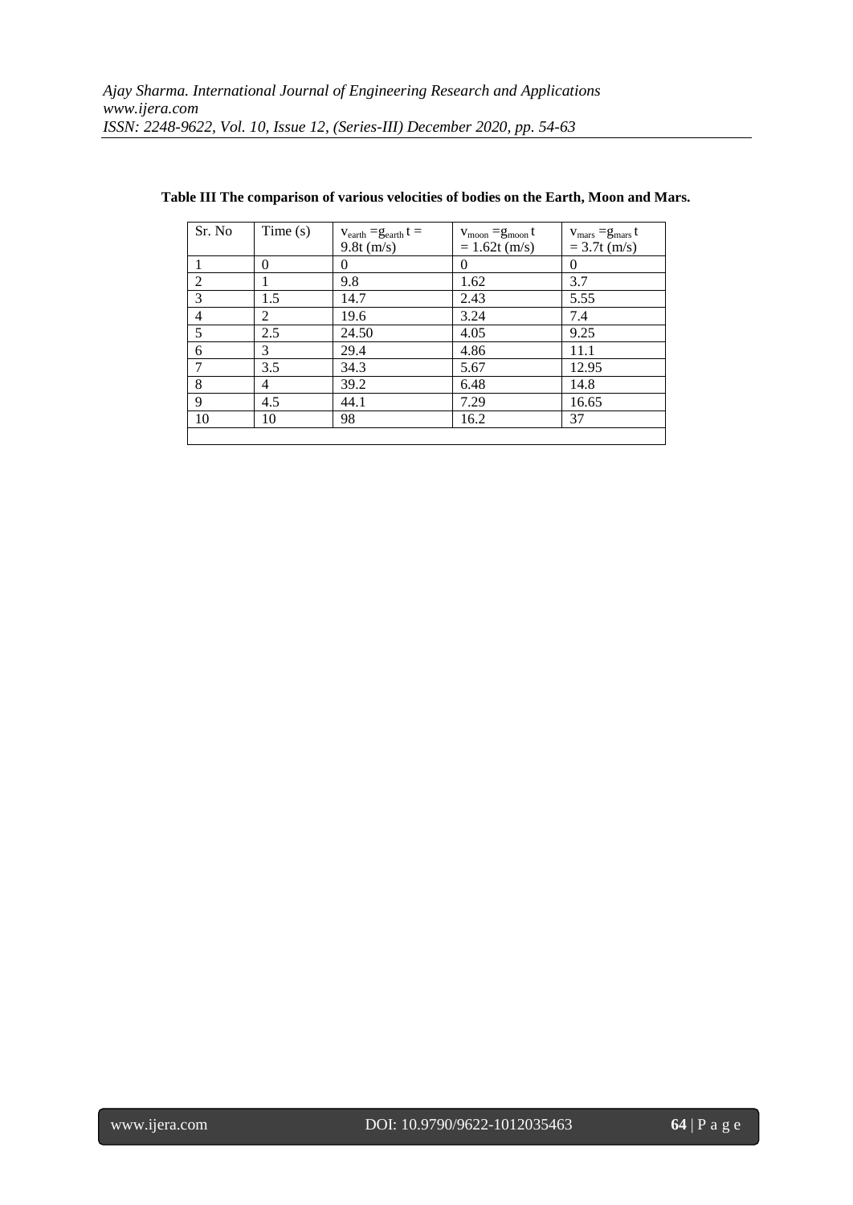**Table III The comparison of various velocities of bodies on the Earth, Moon and Mars.**

| Sr. No | Time (s) | $v_{earth} = g_{earth}\, t = 9.8t$ (m/s) | $v_{moon} = g_{moon}\, t = 1.62t$ (m/s) | $v_{mars} = g_{mars}\, t = 3.7t$ (m/s) |
|---|---|---|---|---|
| 1 | 0 | 0 | 0 | 0 |
| 2 | 1 | 9.8 | 1.62 | 3.7 |
| 3 | 1.5 | 14.7 | 2.43 | 5.55 |
| 4 | 2 | 19.6 | 3.24 | 7.4 |
| 5 | 2.5 | 24.50 | 4.05 | 9.25 |
| 6 | 3 | 29.4 | 4.86 | 11.1 |
| 7 | 3.5 | 34.3 | 5.67 | 12.95 |
| 8 | 4 | 39.2 | 6.48 | 14.8 |
| 9 | 4.5 | 44.1 | 7.29 | 16.65 |
| 10 | 10 | 98 | 16.2 | 37 |